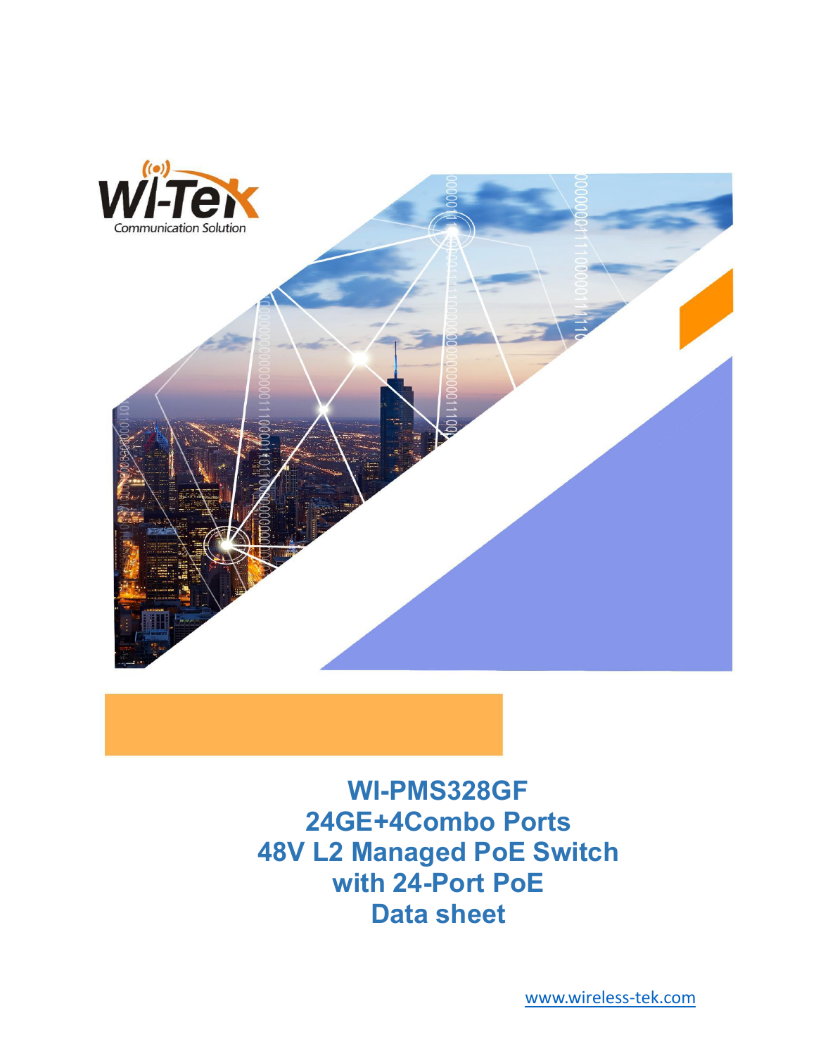Wi-Tek

Communication Solution

# WI-PMS328GF
# 24GE+4Combo Ports
# 48V L2 Managed PoE Switch
# with 24-Port PoE
# Data sheet

www.wireless-tek.com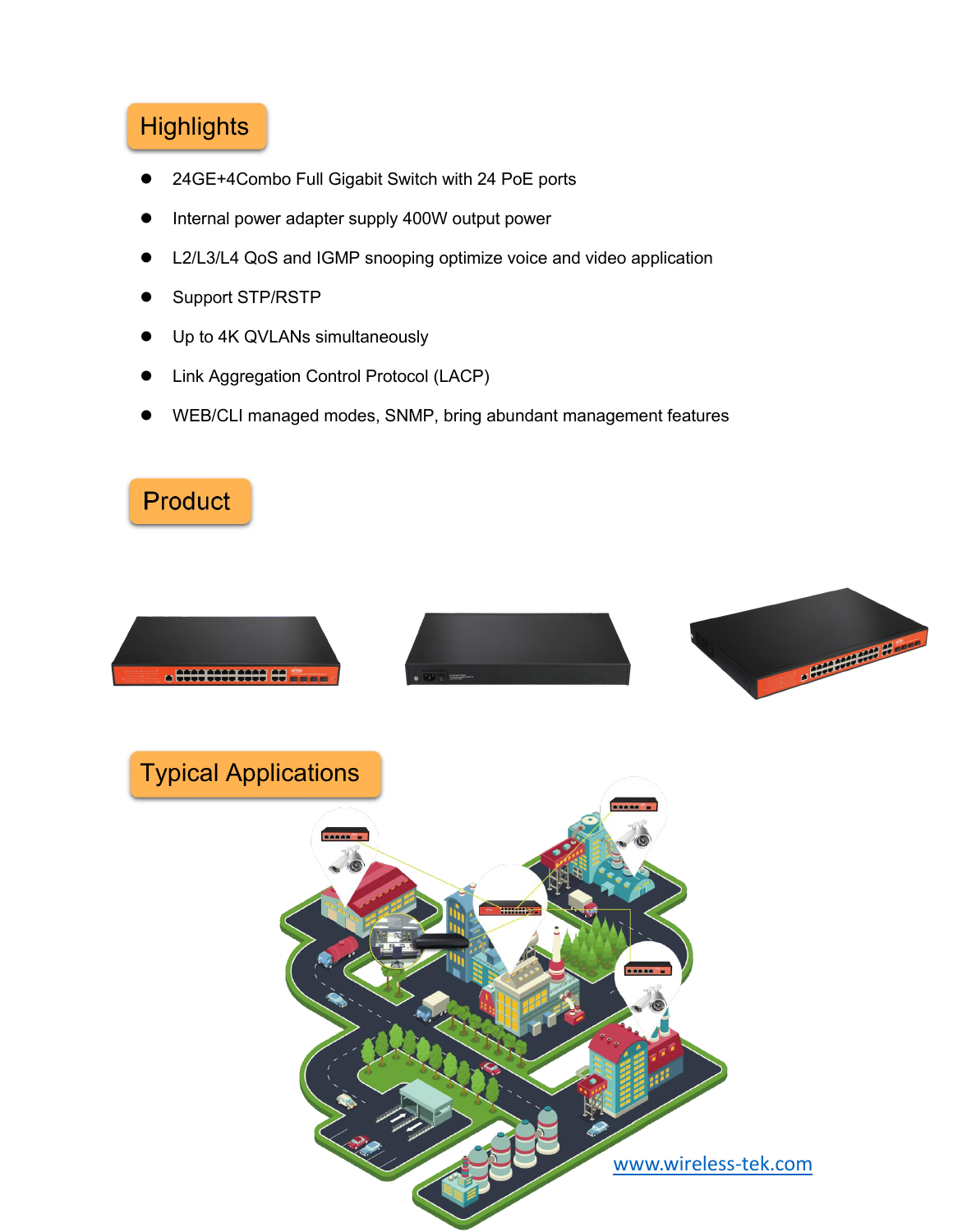## Highlights

- 24GE+4Combo Full Gigabit Switch with 24 PoE ports
- Internal power adapter supply 400W output power
- L2/L3/L4 QoS and IGMP snooping optimize voice and video application
- Support STP/RSTP
- Up to 4K QVLANs simultaneously
- Link Aggregation Control Protocol (LACP)
- WEB/CLI managed modes, SNMP, bring abundant management features

## Product

## Typical Applications

www.wireless-tek.com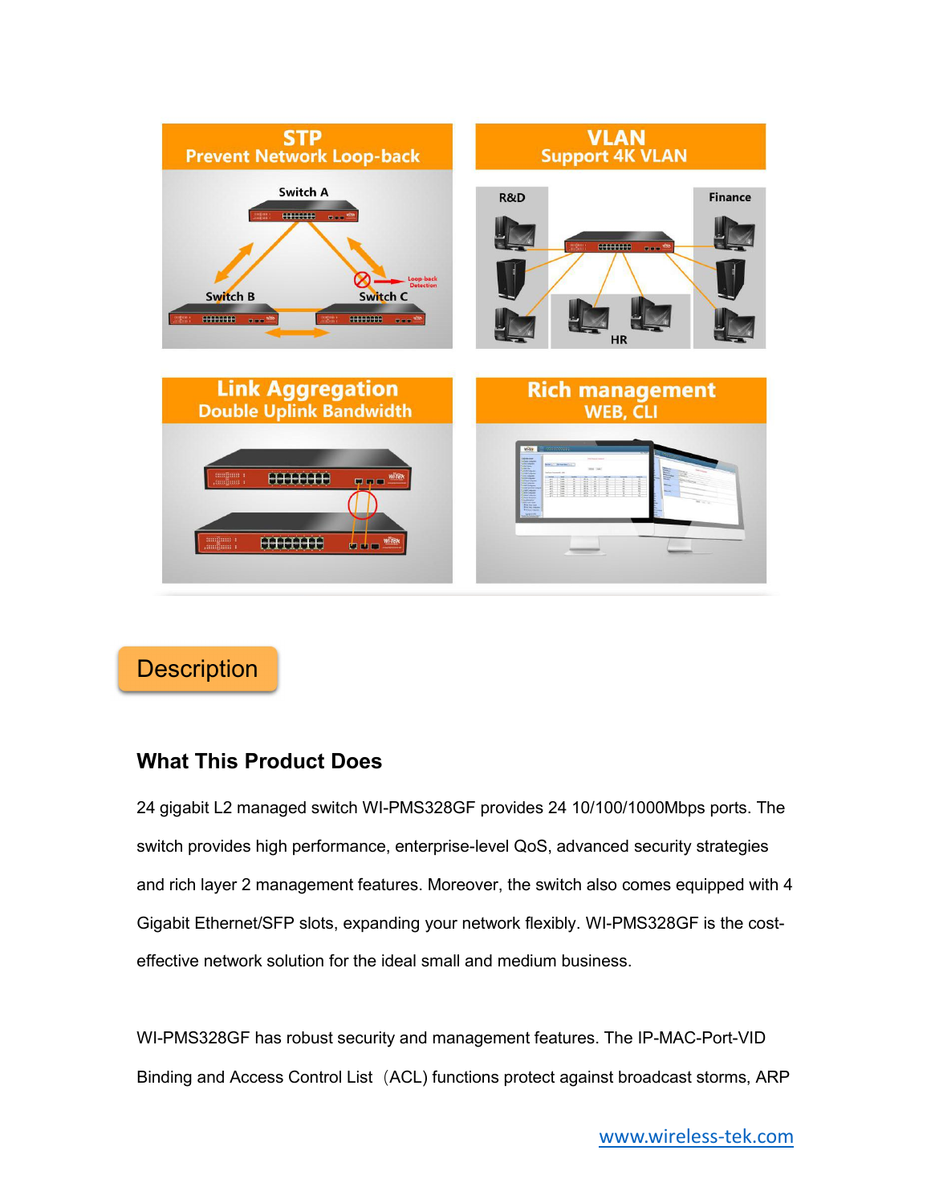## STP
Prevent Network Loop-back

Switch A

Switch B

Switch C

Loop-back Detection

## VLAN
Support 4K VLAN

R&D

Finance

HR

## Link Aggregation
Double Uplink Bandwidth

## Rich management
WEB, CLI

# Description

### What This Product Does

24 gigabit L2 managed switch WI-PMS328GF provides 24 10/100/1000Mbps ports. The switch provides high performance, enterprise-level QoS, advanced security strategies and rich layer 2 management features. Moreover, the switch also comes equipped with 4 Gigabit Ethernet/SFP slots, expanding your network flexibly. WI-PMS328GF is the cost-effective network solution for the ideal small and medium business.

WI-PMS328GF has robust security and management features. The IP-MAC-Port-VID Binding and Access Control List（ACL) functions protect against broadcast storms, ARP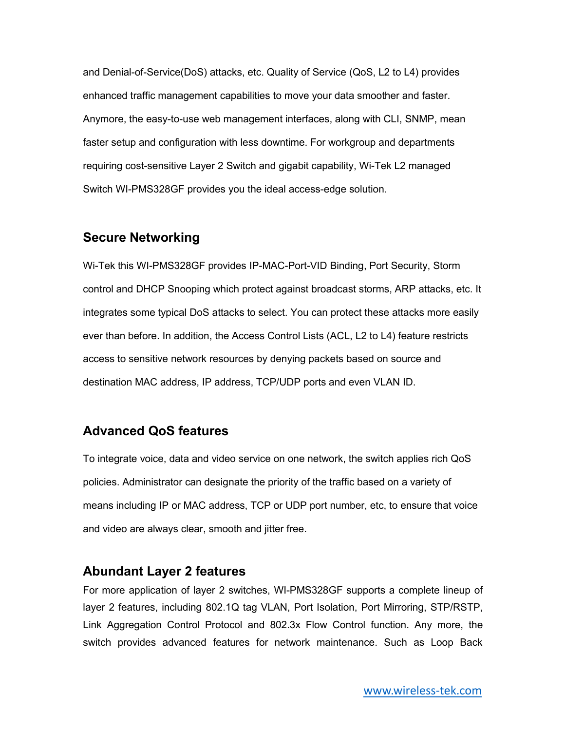and Denial-of-Service(DoS) attacks, etc. Quality of Service (QoS, L2 to L4) provides enhanced traffic management capabilities to move your data smoother and faster. Anymore, the easy-to-use web management interfaces, along with CLI, SNMP, mean faster setup and configuration with less downtime. For workgroup and departments requiring cost-sensitive Layer 2 Switch and gigabit capability, Wi-Tek L2 managed Switch WI-PMS328GF provides you the ideal access-edge solution.

## Secure Networking

Wi-Tek this WI-PMS328GF provides IP-MAC-Port-VID Binding, Port Security, Storm control and DHCP Snooping which protect against broadcast storms, ARP attacks, etc. It integrates some typical DoS attacks to select. You can protect these attacks more easily ever than before. In addition, the Access Control Lists (ACL, L2 to L4) feature restricts access to sensitive network resources by denying packets based on source and destination MAC address, IP address, TCP/UDP ports and even VLAN ID.

## Advanced QoS features

To integrate voice, data and video service on one network, the switch applies rich QoS policies. Administrator can designate the priority of the traffic based on a variety of means including IP or MAC address, TCP or UDP port number, etc, to ensure that voice and video are always clear, smooth and jitter free.

## Abundant Layer 2 features

For more application of layer 2 switches, WI-PMS328GF supports a complete lineup of layer 2 features, including 802.1Q tag VLAN, Port Isolation, Port Mirroring, STP/RSTP, Link Aggregation Control Protocol and 802.3x Flow Control function. Any more, the switch provides advanced features for network maintenance. Such as Loop Back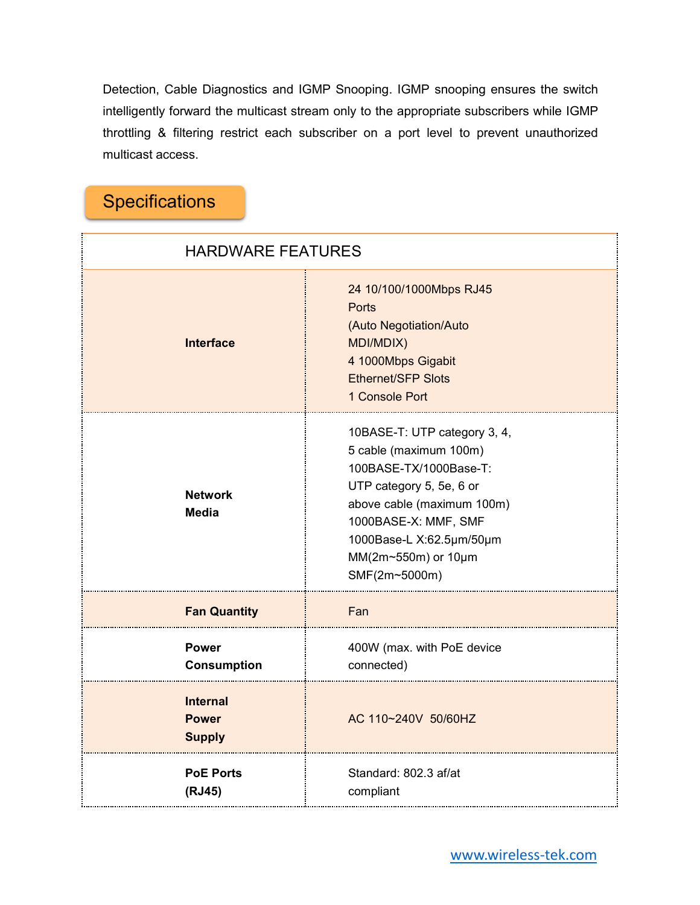Detection, Cable Diagnostics and IGMP Snooping. IGMP snooping ensures the switch intelligently forward the multicast stream only to the appropriate subscribers while IGMP throttling & filtering restrict each subscriber on a port level to prevent unauthorized multicast access.

## Specifications

| HARDWARE FEATURES | |
|---|---|
| **Interface** | 24 10/100/1000Mbps RJ45 Ports (Auto Negotiation/Auto MDI/MDIX)<br>4 1000Mbps Gigabit Ethernet/SFP Slots<br>1 Console Port |
| **Network Media** | 10BASE-T: UTP category 3, 4, 5 cable (maximum 100m)<br>100BASE-TX/1000Base-T: UTP category 5, 5e, 6 or above cable (maximum 100m)<br>1000BASE-X: MMF, SMF<br>1000Base-L X:62.5μm/50μm MM(2m~550m) or 10μm SMF(2m~5000m) |
| **Fan Quantity** | Fan |
| **Power Consumption** | 400W (max. with PoE device connected) |
| **Internal Power Supply** | AC 110~240V 50/60HZ |
| **PoE Ports (RJ45)** | Standard: 802.3 af/at compliant |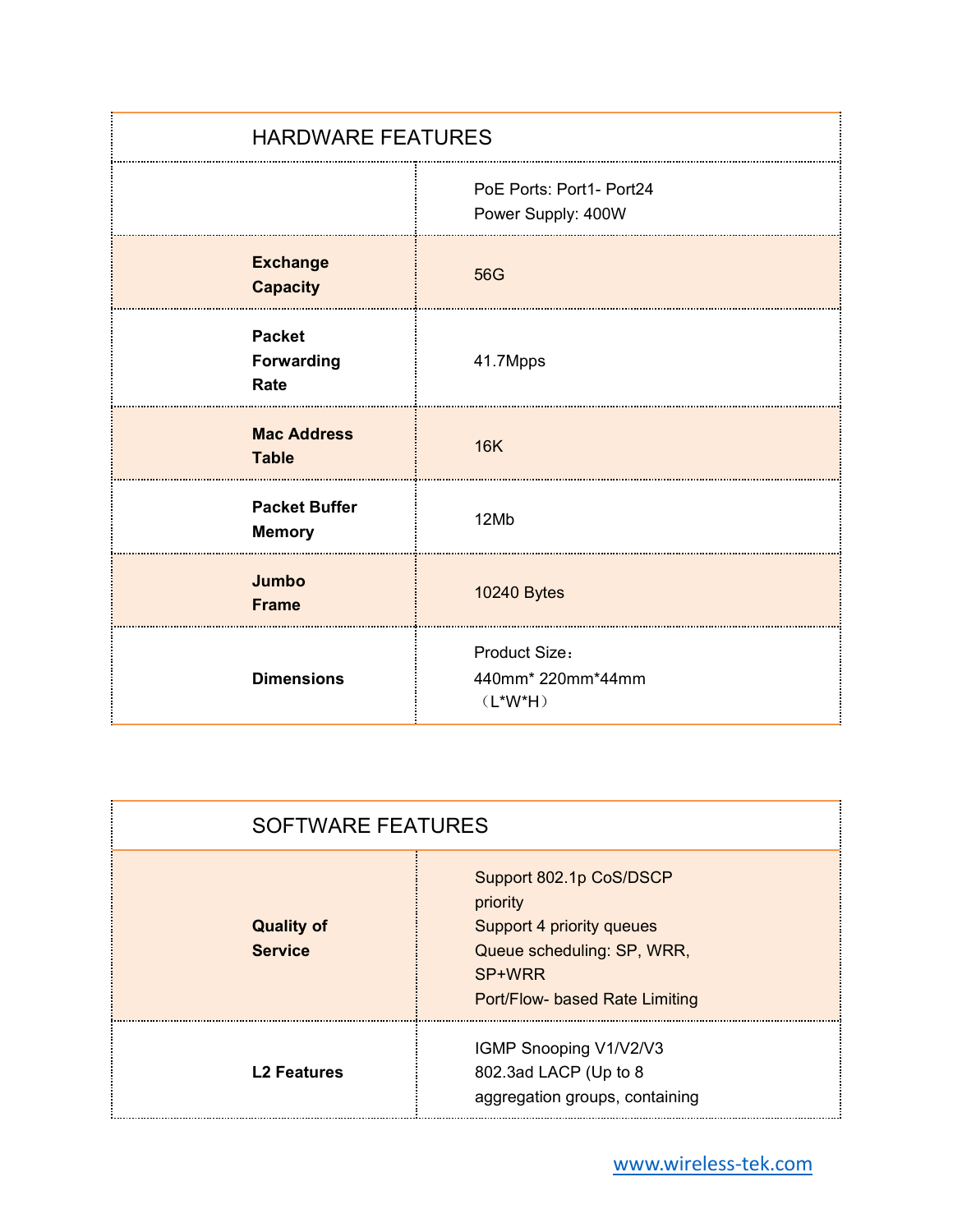| HARDWARE FEATURES | |
|---|---|
| | PoE Ports: Port1- Port24<br>Power Supply: 400W |
| **Exchange Capacity** | 56G |
| **Packet Forwarding Rate** | 41.7Mpps |
| **Mac Address Table** | 16K |
| **Packet Buffer Memory** | 12Mb |
| **Jumbo Frame** | 10240 Bytes |
| **Dimensions** | Product Size：<br>440mm* 220mm*44mm<br>（L*W*H） |

| SOFTWARE FEATURES | |
|---|---|
| **Quality of Service** | Support 802.1p CoS/DSCP priority<br>Support 4 priority queues<br>Queue scheduling: SP, WRR, SP+WRR<br>Port/Flow- based Rate Limiting |
| **L2 Features** | IGMP Snooping V1/V2/V3<br>802.3ad LACP (Up to 8 aggregation groups, containing |

www.wireless-tek.com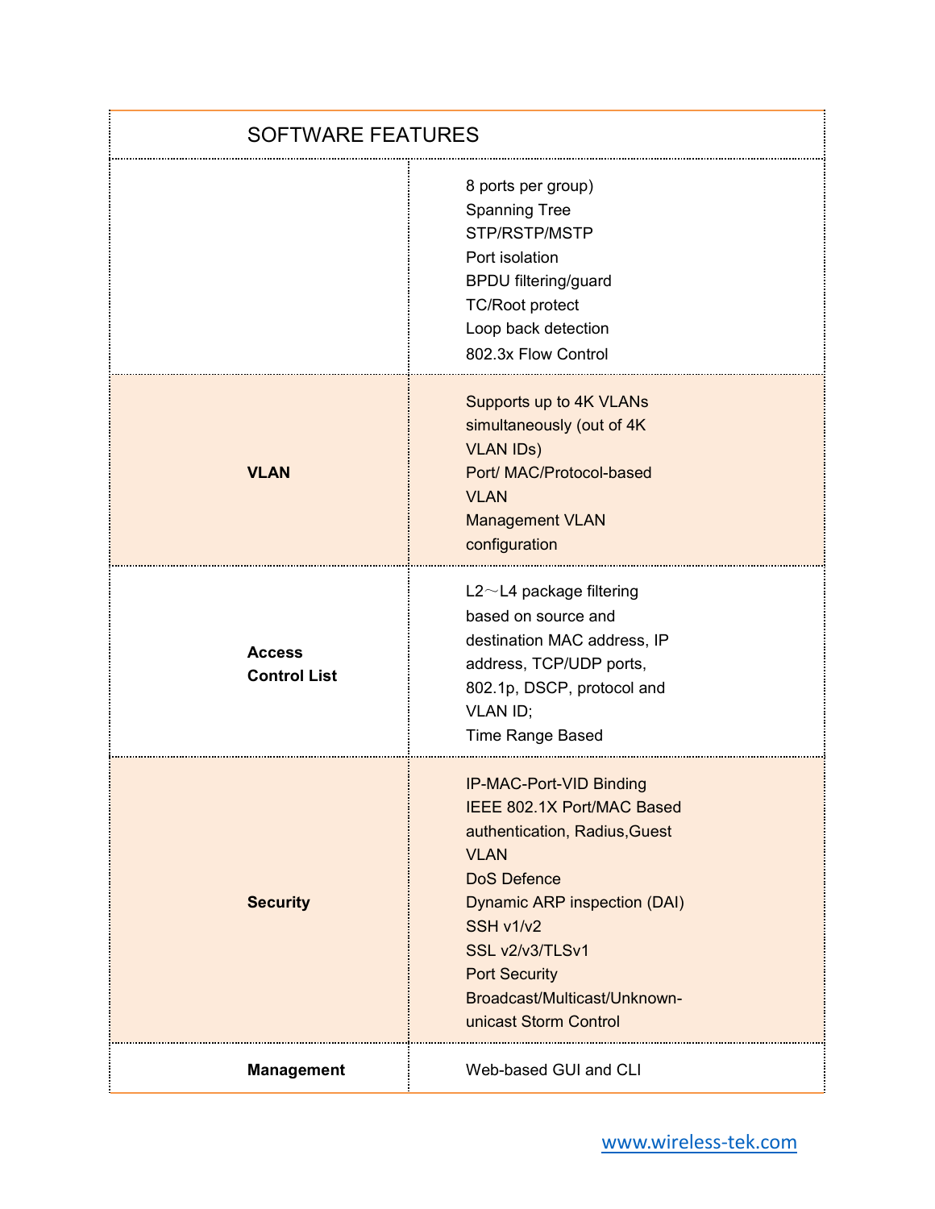| SOFTWARE FEATURES | |
|---|---|
| | 8 ports per group)<br>Spanning Tree<br>STP/RSTP/MSTP<br>Port isolation<br>BPDU filtering/guard<br>TC/Root protect<br>Loop back detection<br>802.3x Flow Control |
| **VLAN** | Supports up to 4K VLANs simultaneously (out of 4K VLAN IDs)<br>Port/ MAC/Protocol-based VLAN<br>Management VLAN configuration |
| **Access Control List** | L2～L4 package filtering based on source and destination MAC address, IP address, TCP/UDP ports, 802.1p, DSCP, protocol and VLAN ID;<br>Time Range Based |
| **Security** | IP-MAC-Port-VID Binding<br>IEEE 802.1X Port/MAC Based authentication, Radius,Guest VLAN<br>DoS Defence<br>Dynamic ARP inspection (DAI)<br>SSH v1/v2<br>SSL v2/v3/TLSv1<br>Port Security<br>Broadcast/Multicast/Unknown-unicast Storm Control |
| **Management** | Web-based GUI and CLI |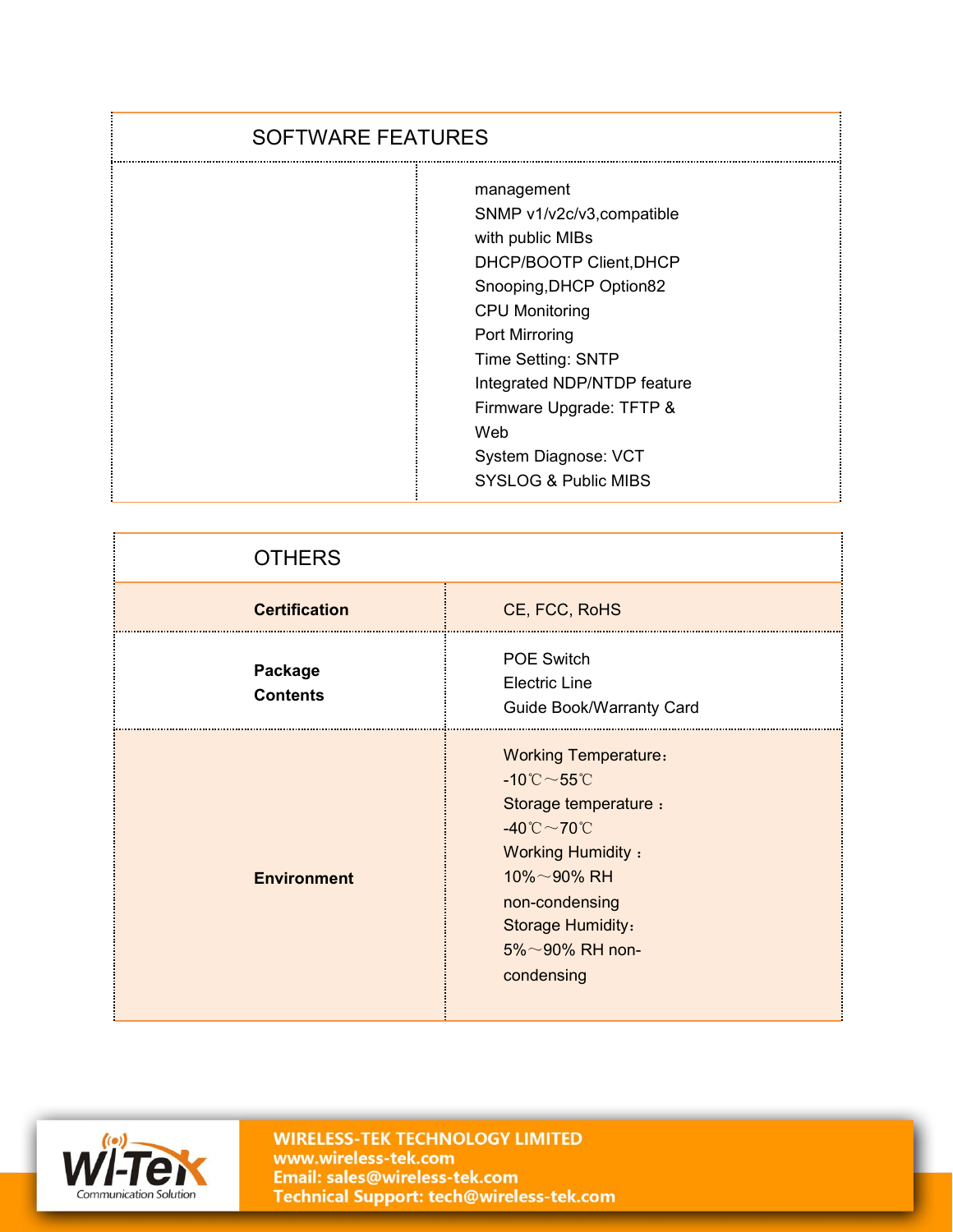| SOFTWARE FEATURES | |
| --- | --- |
| | management<br>SNMP v1/v2c/v3,compatible with public MIBs<br>DHCP/BOOTP Client,DHCP Snooping,DHCP Option82<br>CPU Monitoring<br>Port Mirroring<br>Time Setting: SNTP<br>Integrated NDP/NTDP feature<br>Firmware Upgrade: TFTP & Web<br>System Diagnose: VCT<br>SYSLOG & Public MIBS |

| OTHERS | |
| --- | --- |
| **Certification** | CE, FCC, RoHS |
| **Package Contents** | POE Switch<br>Electric Line<br>Guide Book/Warranty Card |
| **Environment** | Working Temperature：<br>-10℃～55℃<br>Storage temperature ：<br>-40℃～70℃<br>Working Humidity ：<br>10%～90% RH non-condensing<br>Storage Humidity：<br>5%～90% RH non-condensing |

**WIRELESS-TEK TECHNOLOGY LIMITED**
**www.wireless-tek.com**
**Email: sales@wireless-tek.com**
**Technical Support: tech@wireless-tek.com**